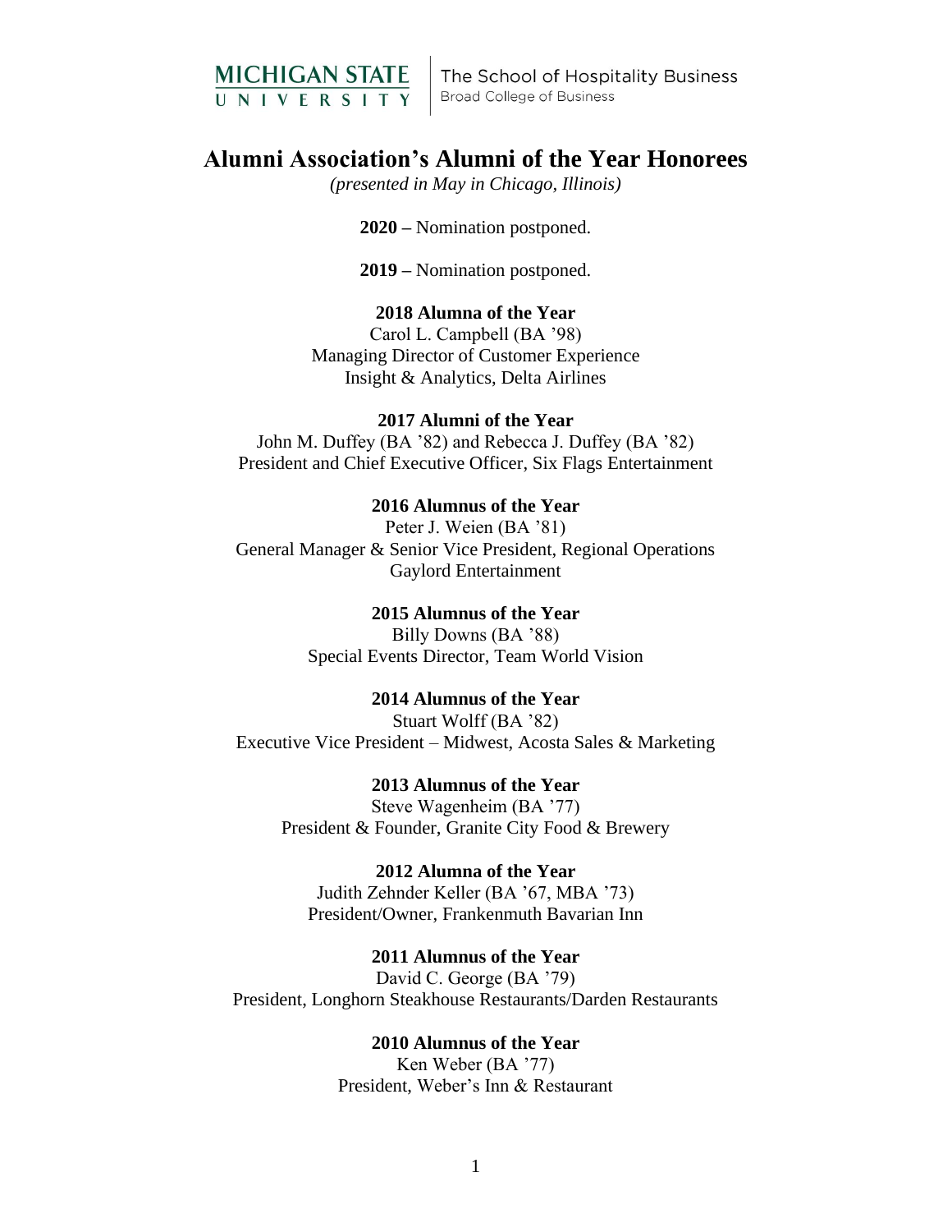MICHIGAN STATE UNIVERSITY | The School of Hospitality Business
Broad College of Business

# Alumni Association's Alumni of the Year Honorees

*(presented in May in Chicago, Illinois)*

**2020 –** Nomination postponed.

**2019 –** Nomination postponed.

**2018 Alumna of the Year**
Carol L. Campbell (BA '98)
Managing Director of Customer Experience
Insight & Analytics, Delta Airlines

**2017 Alumni of the Year**
John M. Duffey (BA '82) and Rebecca J. Duffey (BA '82)
President and Chief Executive Officer, Six Flags Entertainment

**2016 Alumnus of the Year**
Peter J. Weien (BA '81)
General Manager & Senior Vice President, Regional Operations
Gaylord Entertainment

**2015 Alumnus of the Year**
Billy Downs (BA '88)
Special Events Director, Team World Vision

**2014 Alumnus of the Year**
Stuart Wolff (BA '82)
Executive Vice President – Midwest, Acosta Sales & Marketing

**2013 Alumnus of the Year**
Steve Wagenheim (BA '77)
President & Founder, Granite City Food & Brewery

**2012 Alumna of the Year**
Judith Zehnder Keller (BA '67, MBA '73)
President/Owner, Frankenmuth Bavarian Inn

**2011 Alumnus of the Year**
David C. George (BA '79)
President, Longhorn Steakhouse Restaurants/Darden Restaurants

**2010 Alumnus of the Year**
Ken Weber (BA '77)
President, Weber's Inn & Restaurant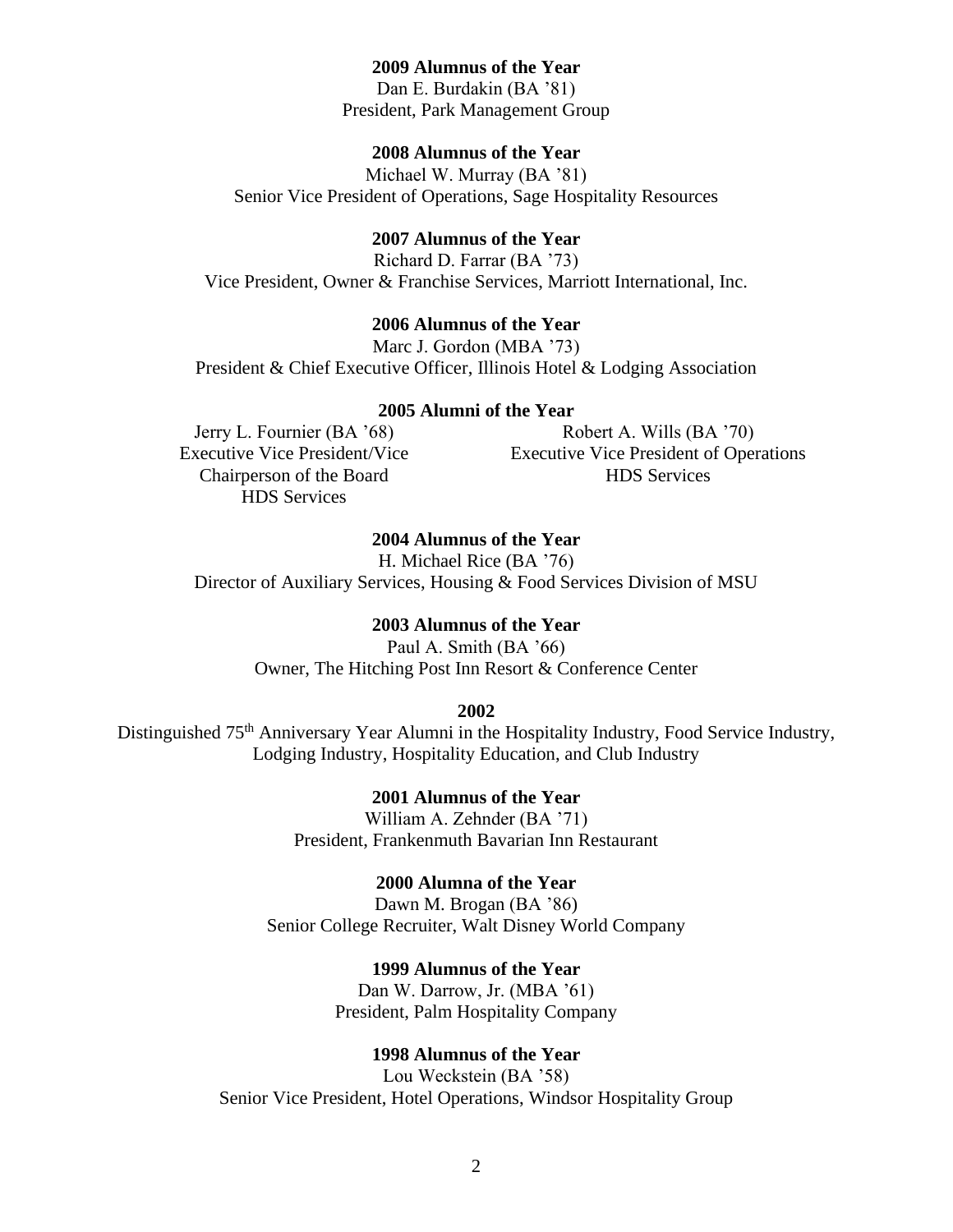**2009 Alumnus of the Year**
Dan E. Burdakin (BA ’81)
President, Park Management Group

**2008 Alumnus of the Year**
Michael W. Murray (BA ’81)
Senior Vice President of Operations, Sage Hospitality Resources

**2007 Alumnus of the Year**
Richard D. Farrar (BA ’73)
Vice President, Owner & Franchise Services, Marriott International, Inc.

**2006 Alumnus of the Year**
Marc J. Gordon (MBA ’73)
President & Chief Executive Officer, Illinois Hotel & Lodging Association

**2005 Alumni of the Year**

Jerry L. Fournier (BA ’68)
Executive Vice President/Vice Chairperson of the Board
HDS Services

Robert A. Wills (BA ’70)
Executive Vice President of Operations
HDS Services

**2004 Alumnus of the Year**
H. Michael Rice (BA ’76)
Director of Auxiliary Services, Housing & Food Services Division of MSU

**2003 Alumnus of the Year**
Paul A. Smith (BA ’66)
Owner, The Hitching Post Inn Resort & Conference Center

**2002**
Distinguished 75th Anniversary Year Alumni in the Hospitality Industry, Food Service Industry, Lodging Industry, Hospitality Education, and Club Industry

**2001 Alumnus of the Year**
William A. Zehnder (BA ’71)
President, Frankenmuth Bavarian Inn Restaurant

**2000 Alumna of the Year**
Dawn M. Brogan (BA ’86)
Senior College Recruiter, Walt Disney World Company

**1999 Alumnus of the Year**
Dan W. Darrow, Jr. (MBA ’61)
President, Palm Hospitality Company

**1998 Alumnus of the Year**
Lou Weckstein (BA ’58)
Senior Vice President, Hotel Operations, Windsor Hospitality Group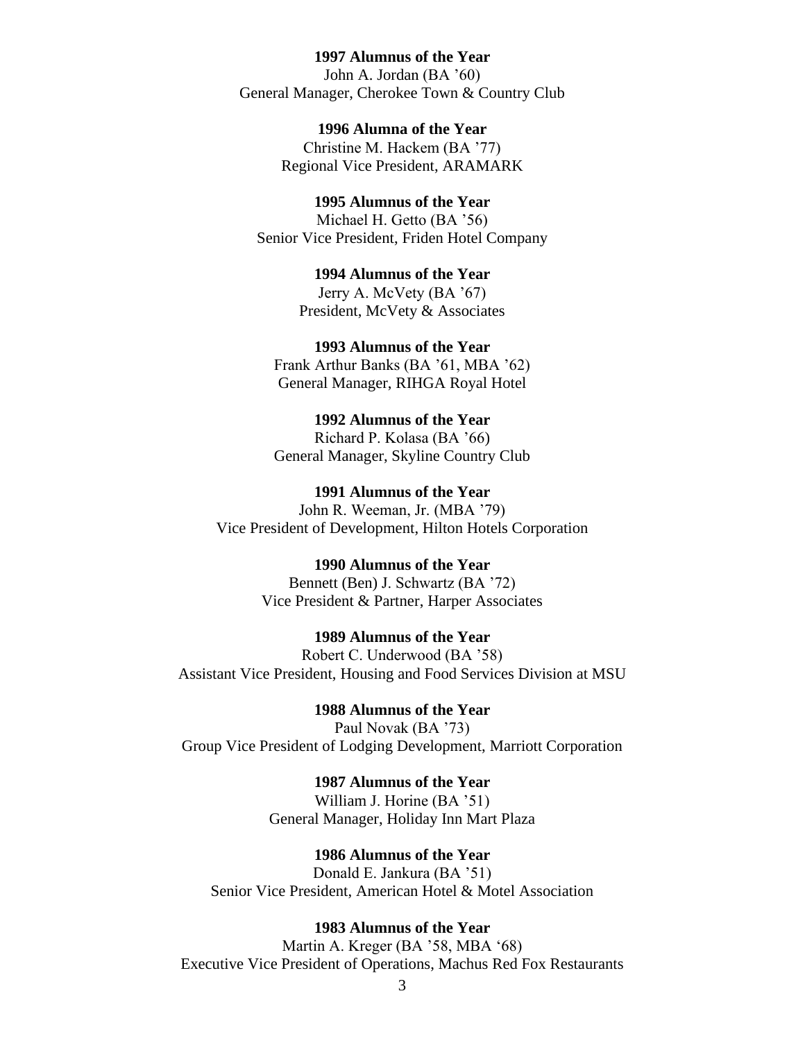**1997 Alumnus of the Year**
John A. Jordan (BA ’60)
General Manager, Cherokee Town & Country Club

**1996 Alumna of the Year**
Christine M. Hackem (BA ’77)
Regional Vice President, ARAMARK

**1995 Alumnus of the Year**
Michael H. Getto (BA ’56)
Senior Vice President, Friden Hotel Company

**1994 Alumnus of the Year**
Jerry A. McVety (BA ’67)
President, McVety & Associates

**1993 Alumnus of the Year**
Frank Arthur Banks (BA ’61, MBA ’62)
General Manager, RIHGA Royal Hotel

**1992 Alumnus of the Year**
Richard P. Kolasa (BA ’66)
General Manager, Skyline Country Club

**1991 Alumnus of the Year**
John R. Weeman, Jr. (MBA ’79)
Vice President of Development, Hilton Hotels Corporation

**1990 Alumnus of the Year**
Bennett (Ben) J. Schwartz (BA ’72)
Vice President & Partner, Harper Associates

**1989 Alumnus of the Year**
Robert C. Underwood (BA ’58)
Assistant Vice President, Housing and Food Services Division at MSU

**1988 Alumnus of the Year**
Paul Novak (BA ’73)
Group Vice President of Lodging Development, Marriott Corporation

**1987 Alumnus of the Year**
William J. Horine (BA ’51)
General Manager, Holiday Inn Mart Plaza

**1986 Alumnus of the Year**
Donald E. Jankura (BA ’51)
Senior Vice President, American Hotel & Motel Association

**1983 Alumnus of the Year**
Martin A. Kreger (BA ’58, MBA ‘68)
Executive Vice President of Operations, Machus Red Fox Restaurants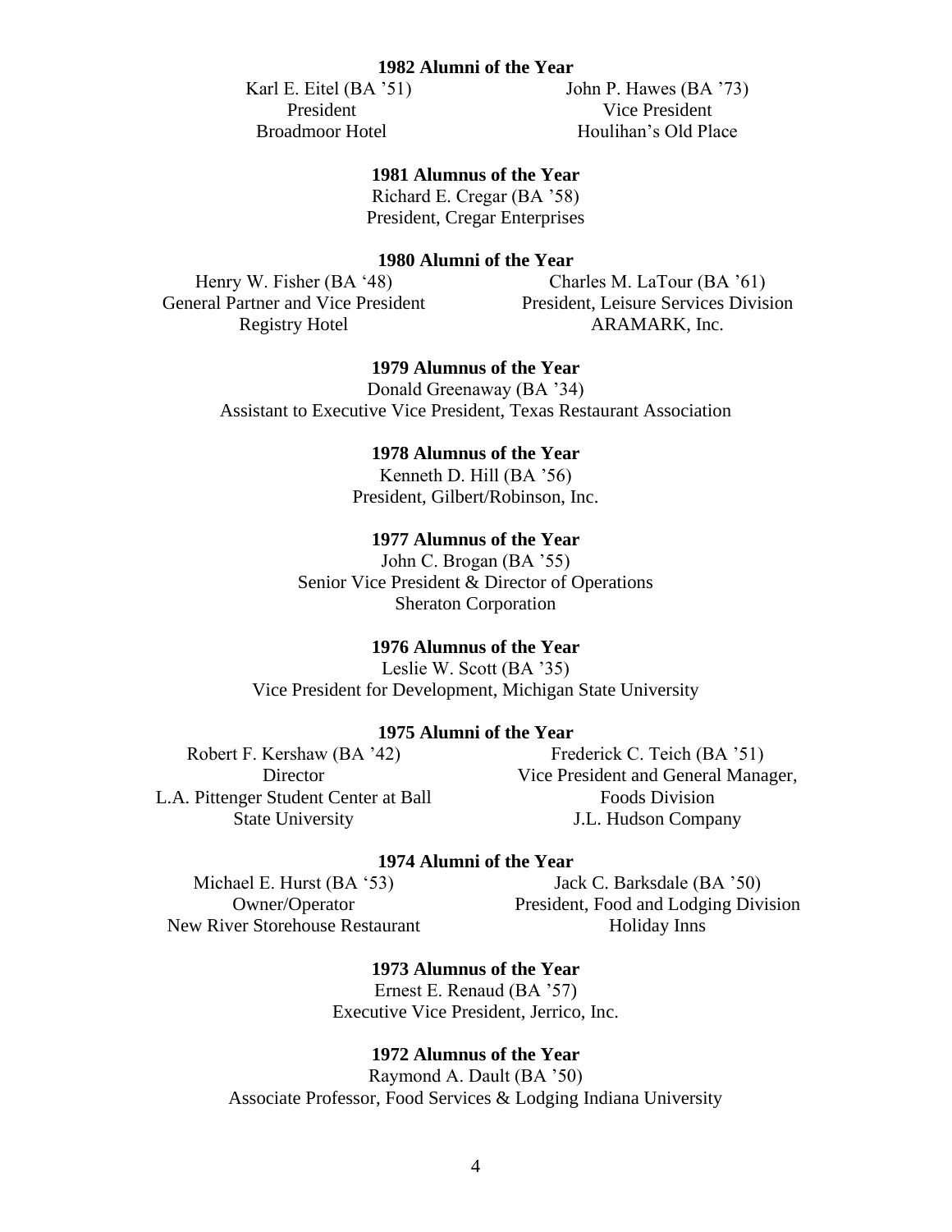**1982 Alumni of the Year**

Karl E. Eitel (BA '51)
President
Broadmoor Hotel

John P. Hawes (BA '73)
Vice President
Houlihan's Old Place

**1981 Alumnus of the Year**

Richard E. Cregar (BA '58)
President, Cregar Enterprises

**1980 Alumni of the Year**

Henry W. Fisher (BA '48)
General Partner and Vice President
Registry Hotel

Charles M. LaTour (BA '61)
President, Leisure Services Division
ARAMARK, Inc.

**1979 Alumnus of the Year**

Donald Greenaway (BA '34)
Assistant to Executive Vice President, Texas Restaurant Association

**1978 Alumnus of the Year**

Kenneth D. Hill (BA '56)
President, Gilbert/Robinson, Inc.

**1977 Alumnus of the Year**

John C. Brogan (BA '55)
Senior Vice President & Director of Operations
Sheraton Corporation

**1976 Alumnus of the Year**

Leslie W. Scott (BA '35)
Vice President for Development, Michigan State University

**1975 Alumni of the Year**

Robert F. Kershaw (BA '42)
Director
L.A. Pittenger Student Center at Ball State University

Frederick C. Teich (BA '51)
Vice President and General Manager, Foods Division
J.L. Hudson Company

**1974 Alumni of the Year**

Michael E. Hurst (BA '53)
Owner/Operator
New River Storehouse Restaurant

Jack C. Barksdale (BA '50)
President, Food and Lodging Division
Holiday Inns

**1973 Alumnus of the Year**

Ernest E. Renaud (BA '57)
Executive Vice President, Jerrico, Inc.

**1972 Alumnus of the Year**

Raymond A. Dault (BA '50)
Associate Professor, Food Services & Lodging Indiana University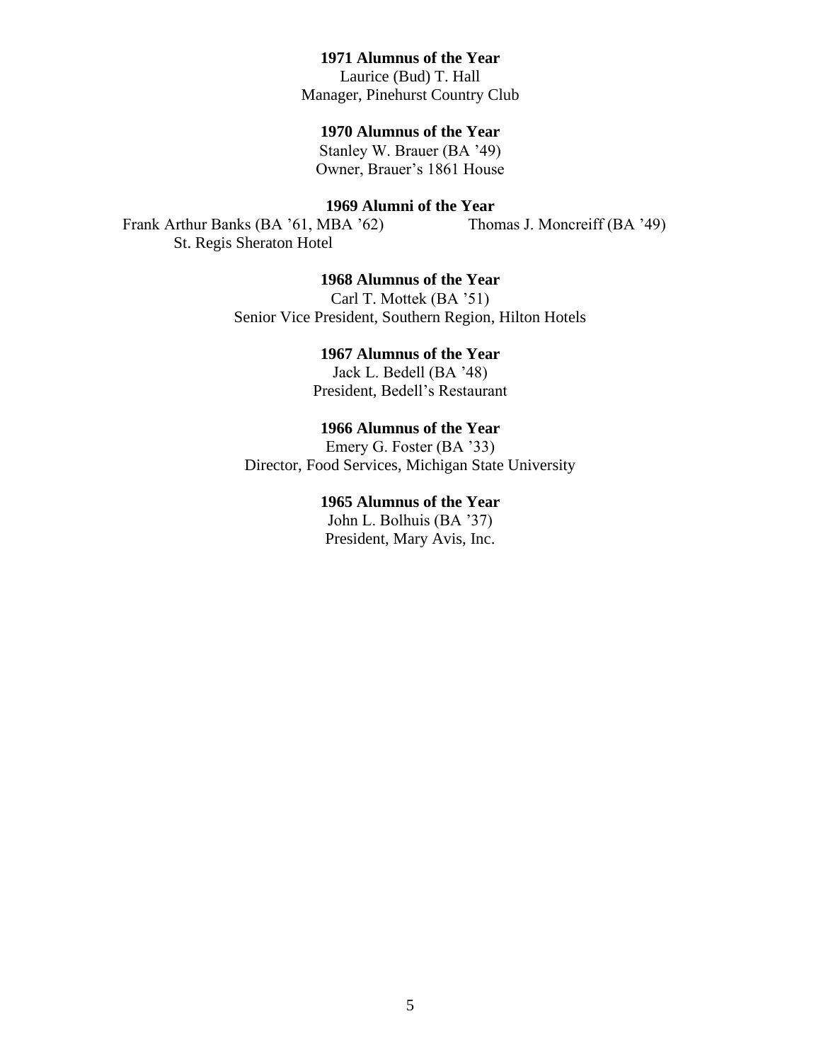**1971 Alumnus of the Year**

Laurice (Bud) T. Hall
Manager, Pinehurst Country Club

**1970 Alumnus of the Year**

Stanley W. Brauer (BA ’49)
Owner, Brauer’s 1861 House

**1969 Alumni of the Year**

Frank Arthur Banks (BA ’61, MBA ’62)
St. Regis Sheraton Hotel

Thomas J. Moncreiff (BA ’49)

**1968 Alumnus of the Year**

Carl T. Mottek (BA ’51)
Senior Vice President, Southern Region, Hilton Hotels

**1967 Alumnus of the Year**

Jack L. Bedell (BA ’48)
President, Bedell’s Restaurant

**1966 Alumnus of the Year**

Emery G. Foster (BA ’33)
Director, Food Services, Michigan State University

**1965 Alumnus of the Year**

John L. Bolhuis (BA ’37)
President, Mary Avis, Inc.